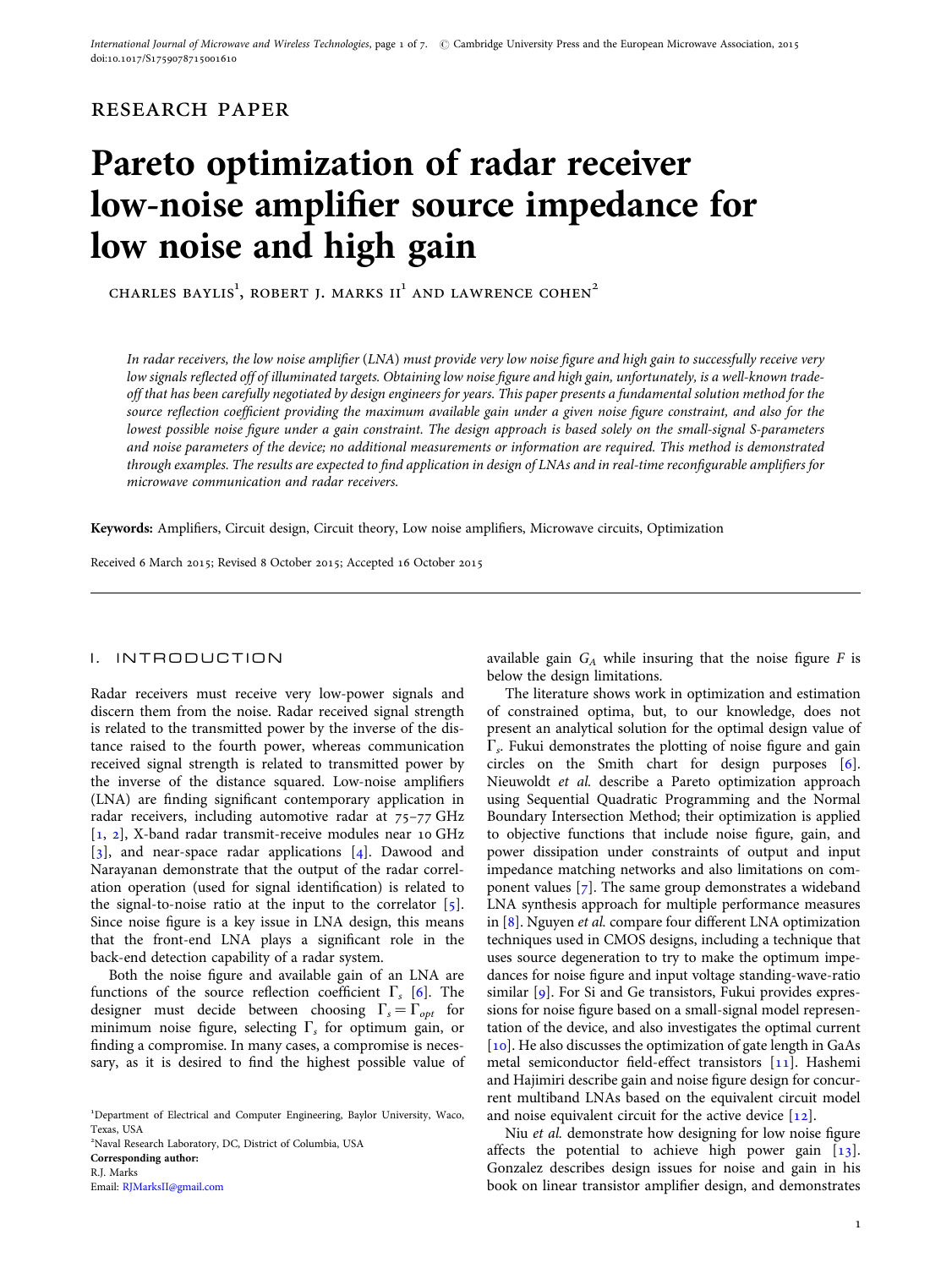RESEARCH PAPER

# Pareto optimization of radar receiver low-noise amplifier source impedance for low noise and high gain

CHARLES BAYLIS[1], ROBERT J. MARKS II[1] AND LAWRENCE COHEN[2]

*In radar receivers, the low noise amplifier (LNA) must provide very low noise figure and high gain to successfully receive very low signals reflected off of illuminated targets. Obtaining low noise figure and high gain, unfortunately, is a well-known trade-off that has been carefully negotiated by design engineers for years. This paper presents a fundamental solution method for the source reflection coefficient providing the maximum available gain under a given noise figure constraint, and also for the lowest possible noise figure under a gain constraint. The design approach is based solely on the small-signal S-parameters and noise parameters of the device; no additional measurements or information are required. This method is demonstrated through examples. The results are expected to find application in design of LNAs and in real-time reconfigurable amplifiers for microwave communication and radar receivers.*

**Keywords:** Amplifiers, Circuit design, Circuit theory, Low noise amplifiers, Microwave circuits, Optimization

Received 6 March 2015; Revised 8 October 2015; Accepted 16 October 2015

## I. INTRODUCTION

Radar receivers must receive very low-power signals and discern them from the noise. Radar received signal strength is related to the transmitted power by the inverse of the distance raised to the fourth power, whereas communication received signal strength is related to transmitted power by the inverse of the distance squared. Low-noise amplifiers (LNA) are finding significant contemporary application in radar receivers, including automotive radar at 75–77 GHz [1, 2], X-band radar transmit-receive modules near 10 GHz [3], and near-space radar applications [4]. Dawood and Narayanan demonstrate that the output of the radar correlation operation (used for signal identification) is related to the signal-to-noise ratio at the input to the correlator [5]. Since noise figure is a key issue in LNA design, this means that the front-end LNA plays a significant role in the back-end detection capability of a radar system.

Both the noise figure and available gain of an LNA are functions of the source reflection coefficient $\Gamma_s$ [6]. The designer must decide between choosing $\Gamma_s = \Gamma_{opt}$ for minimum noise figure, selecting $\Gamma_s$ for optimum gain, or finding a compromise. In many cases, a compromise is necessary, as it is desired to find the highest possible value of available gain $G_A$ while insuring that the noise figure $F$ is below the design limitations.

The literature shows work in optimization and estimation of constrained optima, but, to our knowledge, does not present an analytical solution for the optimal design value of $\Gamma_s$. Fukui demonstrates the plotting of noise figure and gain circles on the Smith chart for design purposes [6]. Nieuwoldt *et al.* describe a Pareto optimization approach using Sequential Quadratic Programming and the Normal Boundary Intersection Method; their optimization is applied to objective functions that include noise figure, gain, and power dissipation under constraints of output and input impedance matching networks and also limitations on component values [7]. The same group demonstrates a wideband LNA synthesis approach for multiple performance measures in [8]. Nguyen *et al.* compare four different LNA optimization techniques used in CMOS designs, including a technique that uses source degeneration to try to make the optimum impedances for noise figure and input voltage standing-wave-ratio similar [9]. For Si and Ge transistors, Fukui provides expressions for noise figure based on a small-signal model representation of the device, and also investigates the optimal current [10]. He also discusses the optimization of gate length in GaAs metal semiconductor field-effect transistors [11]. Hashemi and Hajimiri describe gain and noise figure design for concurrent multiband LNAs based on the equivalent circuit model and noise equivalent circuit for the active device [12].

Niu *et al.* demonstrate how designing for low noise figure affects the potential to achieve high power gain [13]. Gonzalez describes design issues for noise and gain in his book on linear transistor amplifier design, and demonstrates

[1]Department of Electrical and Computer Engineering, Baylor University, Waco, Texas, USA
[2]Naval Research Laboratory, DC, District of Columbia, USA

**Corresponding author:**
R.J. Marks
Email: RJMarksII@gmail.com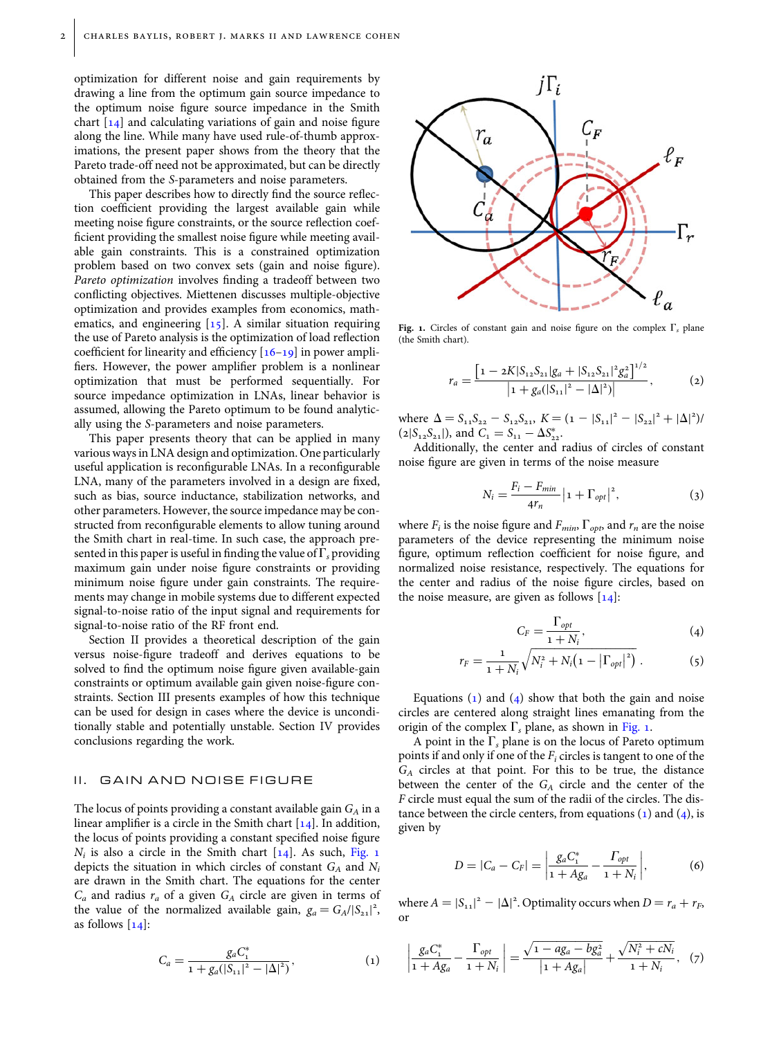optimization for different noise and gain requirements by drawing a line from the optimum gain source impedance to the optimum noise figure source impedance in the Smith chart [14] and calculating variations of gain and noise figure along the line. While many have used rule-of-thumb approximations, the present paper shows from the theory that the Pareto trade-off need not be approximated, but can be directly obtained from the *S*-parameters and noise parameters.

This paper describes how to directly find the source reflection coefficient providing the largest available gain while meeting noise figure constraints, or the source reflection coefficient providing the smallest noise figure while meeting available gain constraints. This is a constrained optimization problem based on two convex sets (gain and noise figure). *Pareto optimization* involves finding a tradeoff between two conflicting objectives. Miettenen discusses multiple-objective optimization and provides examples from economics, mathematics, and engineering [15]. A similar situation requiring the use of Pareto analysis is the optimization of load reflection coefficient for linearity and efficiency [16–19] in power amplifiers. However, the power amplifier problem is a nonlinear optimization that must be performed sequentially. For source impedance optimization in LNAs, linear behavior is assumed, allowing the Pareto optimum to be found analytically using the *S*-parameters and noise parameters.

This paper presents theory that can be applied in many various ways in LNA design and optimization. One particularly useful application is reconfigurable LNAs. In a reconfigurable LNA, many of the parameters involved in a design are fixed, such as bias, source inductance, stabilization networks, and other parameters. However, the source impedance may be constructed from reconfigurable elements to allow tuning around the Smith chart in real-time. In such case, the approach presented in this paper is useful in finding the value of $\Gamma_s$ providing maximum gain under noise figure constraints or providing minimum noise figure under gain constraints. The requirements may change in mobile systems due to different expected signal-to-noise ratio of the input signal and requirements for signal-to-noise ratio of the RF front end.

Section II provides a theoretical description of the gain versus noise-figure tradeoff and derives equations to be solved to find the optimum noise figure given available-gain constraints or optimum available gain given noise-figure constraints. Section III presents examples of how this technique can be used for design in cases where the device is unconditionally stable and potentially unstable. Section IV provides conclusions regarding the work.

## II. GAIN AND NOISE FIGURE

The locus of points providing a constant available gain $G_A$ in a linear amplifier is a circle in the Smith chart [14]. In addition, the locus of points providing a constant specified noise figure $N_i$ is also a circle in the Smith chart [14]. As such, Fig. 1 depicts the situation in which circles of constant $G_A$ and $N_i$ are drawn in the Smith chart. The equations for the center $C_a$ and radius $r_a$ of a given $G_A$ circle are given in terms of the value of the normalized available gain, $g_a = G_A/|S_{21}|^2$, as follows [14]:

$$C_a = \frac{g_a C_1^*}{1 + g_a(|S_{11}|^2 - |\Delta|^2)}, \tag{1}$$

**Fig. 1.** Circles of constant gain and noise figure on the complex $\Gamma_s$ plane (the Smith chart).

$$r_a = \frac{\left[1 - 2K|S_{12}S_{21}|g_a + |S_{12}S_{21}|^2 g_a^2\right]^{1/2}}{\left|1 + g_a(|S_{11}|^2 - |\Delta|^2)\right|}, \tag{2}$$

where $\Delta = S_{11}S_{22} - S_{12}S_{21}$, $K = (1 - |S_{11}|^2 - |S_{22}|^2 + |\Delta|^2)/(2|S_{12}S_{21}|)$, and $C_1 = S_{11} - \Delta S_{22}^*$.

Additionally, the center and radius of circles of constant noise figure are given in terms of the noise measure

$$N_i = \frac{F_i - F_{min}}{4r_n}\left|1 + \Gamma_{opt}\right|^2, \tag{3}$$

where $F_i$ is the noise figure and $F_{min}$, $\Gamma_{opt}$, and $r_n$ are the noise parameters of the device representing the minimum noise figure, optimum reflection coefficient for noise figure, and normalized noise resistance, respectively. The equations for the center and radius of the noise figure circles, based on the noise measure, are given as follows [14]:

$$C_F = \frac{\Gamma_{opt}}{1 + N_i}, \tag{4}$$

$$r_F = \frac{1}{1 + N_i}\sqrt{N_i^2 + N_i\left(1 - \left|\Gamma_{opt}\right|^2\right)}. \tag{5}$$

Equations (1) and (4) show that both the gain and noise circles are centered along straight lines emanating from the origin of the complex $\Gamma_s$ plane, as shown in Fig. 1.

A point in the $\Gamma_s$ plane is on the locus of Pareto optimum points if and only if one of the $F_i$ circles is tangent to one of the $G_A$ circles at that point. For this to be true, the distance between the center of the $G_A$ circle and the center of the $F$ circle must equal the sum of the radii of the circles. The distance between the circle centers, from equations (1) and (4), is given by

$$D = |C_a - C_F| = \left|\frac{g_a C_1^*}{1 + Ag_a} - \frac{\Gamma_{opt}}{1 + N_i}\right|, \tag{6}$$

where $A = |S_{11}|^2 - |\Delta|^2$. Optimality occurs when $D = r_a + r_F$, or

$$\left|\frac{g_a C_1^*}{1 + Ag_a} - \frac{\Gamma_{opt}}{1 + N_i}\right| = \frac{\sqrt{1 - ag_a - bg_a^2}}{|1 + Ag_a|} + \frac{\sqrt{N_i^2 + cN_i}}{1 + N_i}, \tag{7}$$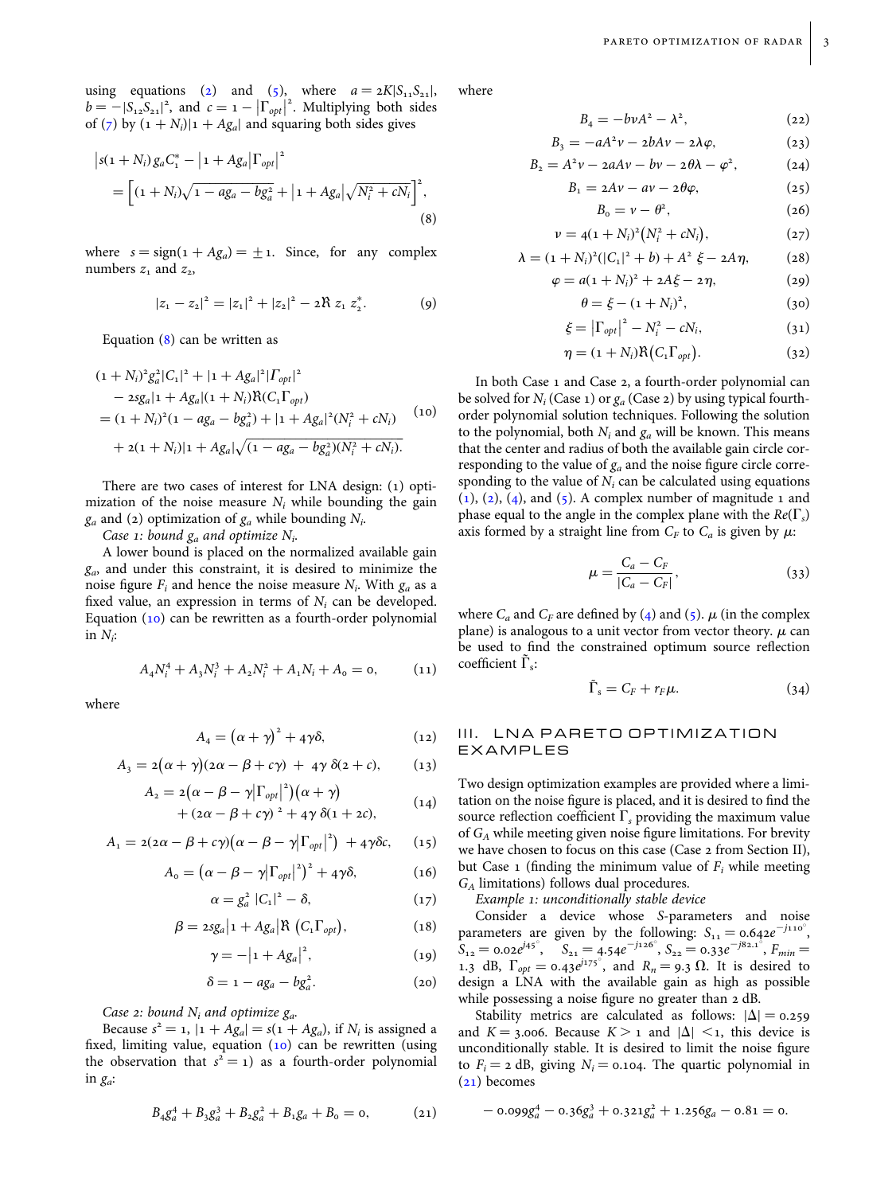using equations (2) and (5), where $a = 2K|S_{11}S_{21}|$, $b = -|S_{12}S_{21}|^2$, and $c = 1 - |\Gamma_{opt}|^2$. Multiplying both sides of (7) by $(1 + N_i)|1 + Ag_a|$ and squaring both sides gives

$$\left|s(1+N_i)\,g_aC_1^* - \left|1+Ag_a\right|\Gamma_{opt}\right|^2 = \left[(1+N_i)\sqrt{1-ag_a-bg_a^2} + \left|1+Ag_a\right|\sqrt{N_i^2+cN_i}\right]^2, \tag{8}$$

where $s = \text{sign}(1 + Ag_a) = \pm 1$. Since, for any complex numbers $z_1$ and $z_2$,

$$|z_1 - z_2|^2 = |z_1|^2 + |z_2|^2 - 2\Re\, z_1\, z_2^*. \tag{9}$$

Equation (8) can be written as

$$\begin{aligned}
&(1+N_i)^2 g_a^2|C_1|^2 + |1+Ag_a|^2|\Gamma_{opt}|^2 \\
&\quad - 2sg_a|1+Ag_a|(1+N_i)\Re(C_1\Gamma_{opt}) \\
&= (1+N_i)^2(1-ag_a-bg_a^2) + |1+Ag_a|^2(N_i^2+cN_i) \\
&\quad + 2(1+N_i)|1+Ag_a|\sqrt{(1-ag_a-bg_a^2)(N_i^2+cN_i)}.
\end{aligned} \tag{10}$$

There are two cases of interest for LNA design: (1) optimization of the noise measure $N_i$ while bounding the gain $g_a$ and (2) optimization of $g_a$ while bounding $N_i$.

*Case 1: bound $g_a$ and optimize $N_i$.*

A lower bound is placed on the normalized available gain $g_a$, and under this constraint, it is desired to minimize the noise figure $F_i$ and hence the noise measure $N_i$. With $g_a$ as a fixed value, an expression in terms of $N_i$ can be developed. Equation (10) can be rewritten as a fourth-order polynomial in $N_i$:

$$A_4N_i^4 + A_3N_i^3 + A_2N_i^2 + A_1N_i + A_0 = 0, \tag{11}$$

where

$$A_4 = (\alpha+\gamma)^2 + 4\gamma\delta, \tag{12}$$

$$A_3 = 2(\alpha+\gamma)(2\alpha-\beta+c\gamma) + 4\gamma\,\delta(2+c), \tag{13}$$

$$\begin{aligned}
A_2 &= 2\left(\alpha-\beta-\gamma\left|\Gamma_{opt}\right|^2\right)(\alpha+\gamma) \\
&\quad + (2\alpha-\beta+c\gamma)^2 + 4\gamma\,\delta(1+2c),
\end{aligned} \tag{14}$$

$$A_1 = 2(2\alpha-\beta+c\gamma)\left(\alpha-\beta-\gamma\left|\Gamma_{opt}\right|^2\right) + 4\gamma\delta c, \tag{15}$$

$$A_0 = \left(\alpha-\beta-\gamma\left|\Gamma_{opt}\right|^2\right)^2 + 4\gamma\delta, \tag{16}$$

$$\alpha = g_a^2\,|C_1|^2 - \delta, \tag{17}$$

$$\beta = 2sg_a\left|1+Ag_a\right|\Re\left(C_1\Gamma_{opt}\right), \tag{18}$$

$$\gamma = -\left|1+Ag_a\right|^2, \tag{19}$$

$$\delta = 1 - ag_a - bg_a^2. \tag{20}$$

*Case 2: bound $N_i$ and optimize $g_a$.*

Because $s^2 = 1$, $|1 + Ag_a| = s(1 + Ag_a)$, if $N_i$ is assigned a fixed, limiting value, equation (10) can be rewritten (using the observation that $s^2 = 1$) as a fourth-order polynomial in $g_a$:

$$B_4g_a^4 + B_3g_a^3 + B_2g_a^2 + B_1g_a + B_0 = 0, \tag{21}$$

where

$$B_4 = -b\nu A^2 - \lambda^2, \tag{22}$$

$$B_3 = -aA^2\nu - 2bA\nu - 2\lambda\varphi, \tag{23}$$

$$B_2 = A^2\nu - 2aA\nu - b\nu - 2\theta\lambda - \varphi^2, \tag{24}$$

$$B_1 = 2A\nu - a\nu - 2\theta\varphi, \tag{25}$$

$$B_0 = \nu - \theta^2, \tag{26}$$

$$\nu = 4(1+N_i)^2\left(N_i^2+cN_i\right), \tag{27}$$

$$\lambda = (1+N_i)^2(|C_1|^2+b) + A^2\,\xi - 2A\eta, \tag{28}$$

$$\varphi = a(1+N_i)^2 + 2A\xi - 2\eta, \tag{29}$$

$$\theta = \xi - (1+N_i)^2, \tag{30}$$

$$\xi = \left|\Gamma_{opt}\right|^2 - N_i^2 - cN_i, \tag{31}$$

$$\eta = (1+N_i)\Re\left(C_1\Gamma_{opt}\right). \tag{32}$$

In both Case 1 and Case 2, a fourth-order polynomial can be solved for $N_i$ (Case 1) or $g_a$ (Case 2) by using typical fourth-order polynomial solution techniques. Following the solution to the polynomial, both $N_i$ and $g_a$ will be known. This means that the center and radius of both the available gain circle corresponding to the value of $g_a$ and the noise figure circle corresponding to the value of $N_i$ can be calculated using equations (1), (2), (4), and (5). A complex number of magnitude 1 and phase equal to the angle in the complex plane with the $Re(\Gamma_s)$ axis formed by a straight line from $C_F$ to $C_a$ is given by $\mu$:

$$\mu = \frac{C_a - C_F}{|C_a - C_F|}, \tag{33}$$

where $C_a$ and $C_F$ are defined by (4) and (5). $\mu$ (in the complex plane) is analogous to a unit vector from vector theory. $\mu$ can be used to find the constrained optimum source reflection coefficient $\tilde{\Gamma}_s$:

$$\tilde{\Gamma}_s = C_F + r_F\mu. \tag{34}$$

## III. LNA PARETO OPTIMIZATION EXAMPLES

Two design optimization examples are provided where a limitation on the noise figure is placed, and it is desired to find the source reflection coefficient $\Gamma_s$ providing the maximum value of $G_A$ while meeting given noise figure limitations. For brevity we have chosen to focus on this case (Case 2 from Section II), but Case 1 (finding the minimum value of $F_i$ while meeting $G_A$ limitations) follows dual procedures.

*Example 1: unconditionally stable device*

Consider a device whose S-parameters and noise parameters are given by the following: $S_{11} = 0.642e^{-j110^\circ}$, $S_{12} = 0.02e^{j45^\circ}$, $S_{21} = 4.54e^{-j126^\circ}$, $S_{22} = 0.33e^{-j82.1^\circ}$, $F_{min} = 1.3$ dB, $\Gamma_{opt} = 0.43e^{j175^\circ}$, and $R_n = 9.3\ \Omega$. It is desired to design a LNA with the available gain as high as possible while possessing a noise figure no greater than 2 dB.

Stability metrics are calculated as follows: $|\Delta| = 0.259$ and $K = 3.006$. Because $K > 1$ and $|\Delta| < 1$, this device is unconditionally stable. It is desired to limit the noise figure to $F_i = 2$ dB, giving $N_i = 0.104$. The quartic polynomial in (21) becomes

$$-0.099g_a^4 - 0.36g_a^3 + 0.321g_a^2 + 1.256g_a - 0.81 = 0.$$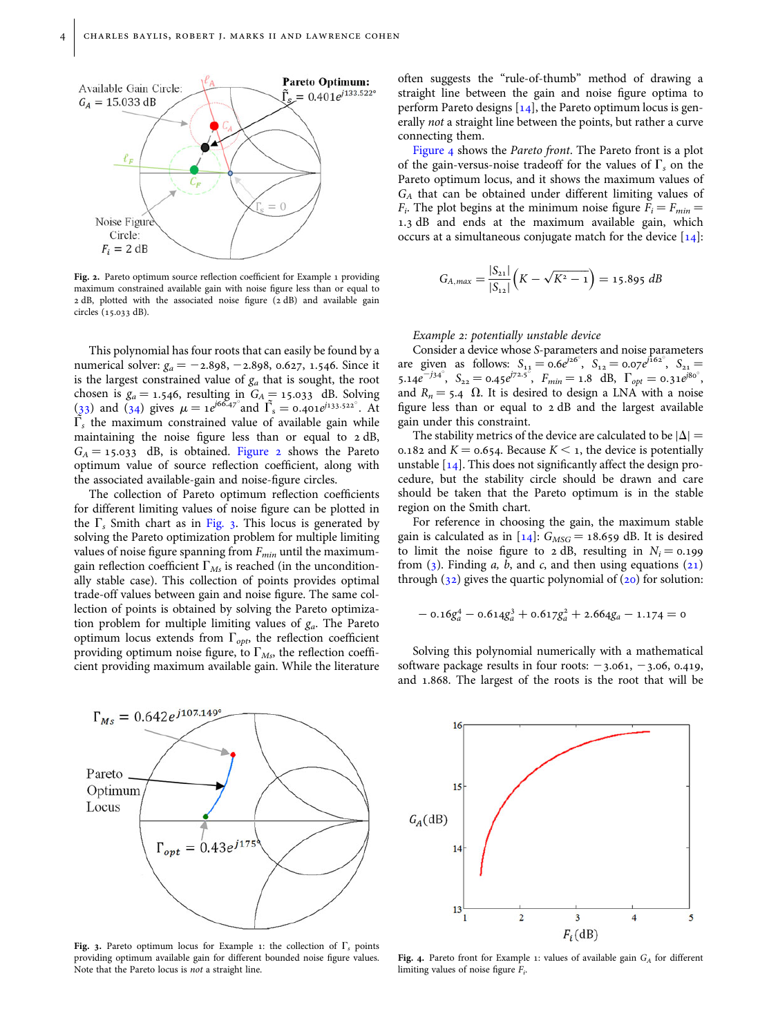Fig. 2. Pareto optimum source reflection coefficient for Example 1 providing maximum constrained available gain with noise figure less than or equal to 2 dB, plotted with the associated noise figure (2 dB) and available gain circles (15.033 dB).

This polynomial has four roots that can easily be found by a numerical solver: $g_a = -2.898, -2.898, 0.627, 1.546$. Since it is the largest constrained value of $g_a$ that is sought, the root chosen is $g_a = 1.546$, resulting in $G_A = 15.033$ dB. Solving (33) and (34) gives $\mu = 1e^{j66.47^\circ}$ and $\tilde{\Gamma}_s = 0.401e^{j133.522^\circ}$. At $\tilde{\Gamma}_s$ the maximum constrained value of available gain while maintaining the noise figure less than or equal to 2 dB, $G_A = 15.033$ dB, is obtained. Figure 2 shows the Pareto optimum value of source reflection coefficient, along with the associated available-gain and noise-figure circles.

The collection of Pareto optimum reflection coefficients for different limiting values of noise figure can be plotted in the $\Gamma_s$ Smith chart as in Fig. 3. This locus is generated by solving the Pareto optimization problem for multiple limiting values of noise figure spanning from $F_{min}$ until the maximum-gain reflection coefficient $\Gamma_{Ms}$ is reached (in the unconditionally stable case). This collection of points provides optimal trade-off values between gain and noise figure. The same collection of points is obtained by solving the Pareto optimization problem for multiple limiting values of $g_a$. The Pareto optimum locus extends from $\Gamma_{opt}$, the reflection coefficient providing optimum noise figure, to $\Gamma_{Ms}$, the reflection coefficient providing maximum available gain. While the literature often suggests the "rule-of-thumb" method of drawing a straight line between the gain and noise figure optima to perform Pareto designs [14], the Pareto optimum locus is generally *not* a straight line between the points, but rather a curve connecting them.

Figure 4 shows the *Pareto front*. The Pareto front is a plot of the gain-versus-noise tradeoff for the values of $\Gamma_s$ on the Pareto optimum locus, and it shows the maximum values of $G_A$ that can be obtained under different limiting values of $F_i$. The plot begins at the minimum noise figure $F_i = F_{min} =$ 1.3 dB and ends at the maximum available gain, which occurs at a simultaneous conjugate match for the device [14]:

$$G_{A,max} = \frac{|S_{21}|}{|S_{12}|}\left(K - \sqrt{K^2 - 1}\right) = 15.895\ dB$$

*Example 2: potentially unstable device*

Consider a device whose S-parameters and noise parameters are given as follows: $S_{11} = 0.6e^{j26^\circ}$, $S_{12} = 0.07e^{j162^\circ}$, $S_{21} = 5.14e^{-j34^\circ}$, $S_{22} = 0.45e^{j72.5^\circ}$, $F_{min} = 1.8$ dB, $\Gamma_{opt} = 0.31e^{j80^\circ}$, and $R_n = 5.4\ \Omega$. It is desired to design a LNA with a noise figure less than or equal to 2 dB and the largest available gain under this constraint.

The stability metrics of the device are calculated to be $|\Delta| = 0.182$ and $K = 0.654$. Because $K < 1$, the device is potentially unstable [14]. This does not significantly affect the design procedure, but the stability circle should be drawn and care should be taken that the Pareto optimum is in the stable region on the Smith chart.

For reference in choosing the gain, the maximum stable gain is calculated as in [14]: $G_{MSG} = 18.659$ dB. It is desired to limit the noise figure to 2 dB, resulting in $N_i = 0.199$ from (3). Finding $a$, $b$, and $c$, and then using equations (21) through (32) gives the quartic polynomial of (20) for solution:

$$-0.16g_a^4 - 0.614g_a^3 + 0.617g_a^2 + 2.664g_a - 1.174 = 0$$

Solving this polynomial numerically with a mathematical software package results in four roots: $-3.061$, $-3.06$, $0.419$, and $1.868$. The largest of the roots is the root that will be

Fig. 3. Pareto optimum locus for Example 1: the collection of $\Gamma_s$ points providing optimum available gain for different bounded noise figure values. Note that the Pareto locus is *not* a straight line.

Fig. 4. Pareto front for Example 1: values of available gain $G_A$ for different limiting values of noise figure $F_i$.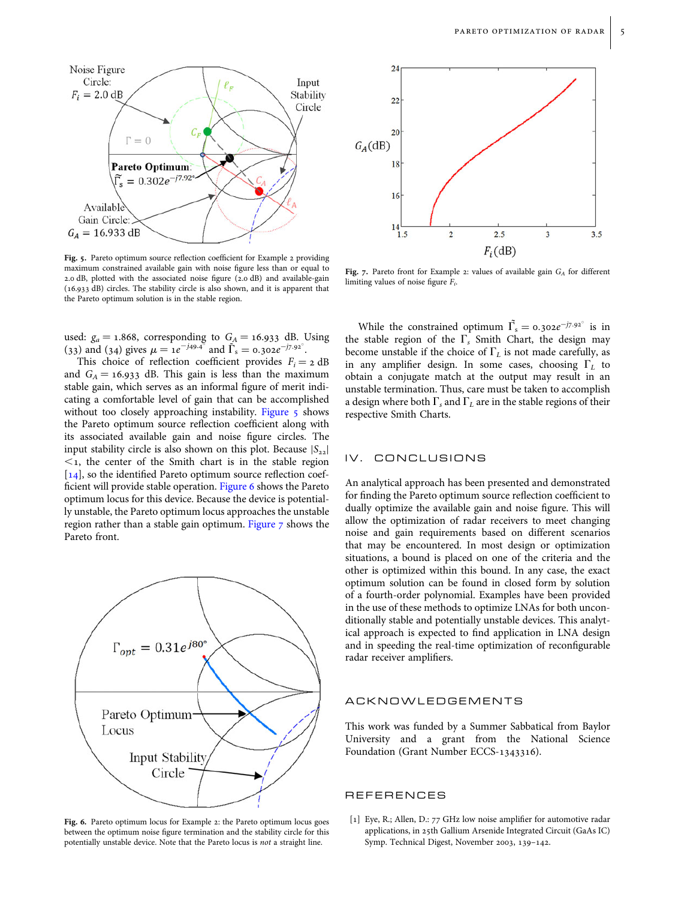Fig. 5. Pareto optimum source reflection coefficient for Example 2 providing maximum constrained available gain with noise figure less than or equal to 2.0 dB, plotted with the associated noise figure (2.0 dB) and available-gain (16.933 dB) circles. The stability circle is also shown, and it is apparent that the Pareto optimum solution is in the stable region.

Fig. 7. Pareto front for Example 2: values of available gain $G_A$ for different limiting values of noise figure $F_i$.

used: $g_a = 1.868$, corresponding to $G_A = 16.933$ dB. Using (33) and (34) gives $\mu = 1e^{-j49.4^\circ}$ and $\tilde{\Gamma}_s = 0.302e^{-j7.92^\circ}$.

This choice of reflection coefficient provides $F_i = 2$ dB and $G_A = 16.933$ dB. This gain is less than the maximum stable gain, which serves as an informal figure of merit indicating a comfortable level of gain that can be accomplished without too closely approaching instability. Figure 5 shows the Pareto optimum source reflection coefficient along with its associated available gain and noise figure circles. The input stability circle is also shown on this plot. Because $|S_{22}| < 1$, the center of the Smith chart is in the stable region [14], so the identified Pareto optimum source reflection coefficient will provide stable operation. Figure 6 shows the Pareto optimum locus for this device. Because the device is potentially unstable, the Pareto optimum locus approaches the unstable region rather than a stable gain optimum. Figure 7 shows the Pareto front.

Fig. 6. Pareto optimum locus for Example 2: the Pareto optimum locus goes between the optimum noise figure termination and the stability circle for this potentially unstable device. Note that the Pareto locus is *not* a straight line.

While the constrained optimum $\tilde{\Gamma}_s = 0.302e^{-j7.92^\circ}$ is in the stable region of the $\Gamma_s$ Smith Chart, the design may become unstable if the choice of $\Gamma_L$ is not made carefully, as in any amplifier design. In some cases, choosing $\Gamma_L$ to obtain a conjugate match at the output may result in an unstable termination. Thus, care must be taken to accomplish a design where both $\Gamma_s$ and $\Gamma_L$ are in the stable regions of their respective Smith Charts.

## IV. CONCLUSIONS

An analytical approach has been presented and demonstrated for finding the Pareto optimum source reflection coefficient to dually optimize the available gain and noise figure. This will allow the optimization of radar receivers to meet changing noise and gain requirements based on different scenarios that may be encountered. In most design or optimization situations, a bound is placed on one of the criteria and the other is optimized within this bound. In any case, the exact optimum solution can be found in closed form by solution of a fourth-order polynomial. Examples have been provided in the use of these methods to optimize LNAs for both unconditionally stable and potentially unstable devices. This analytical approach is expected to find application in LNA design and in speeding the real-time optimization of reconfigurable radar receiver amplifiers.

## ACKNOWLEDGEMENTS

This work was funded by a Summer Sabbatical from Baylor University and a grant from the National Science Foundation (Grant Number ECCS-1343316).

## REFERENCES

[1] Eye, R.; Allen, D.: 77 GHz low noise amplifier for automotive radar applications, in 25th Gallium Arsenide Integrated Circuit (GaAs IC) Symp. Technical Digest, November 2003, 139–142.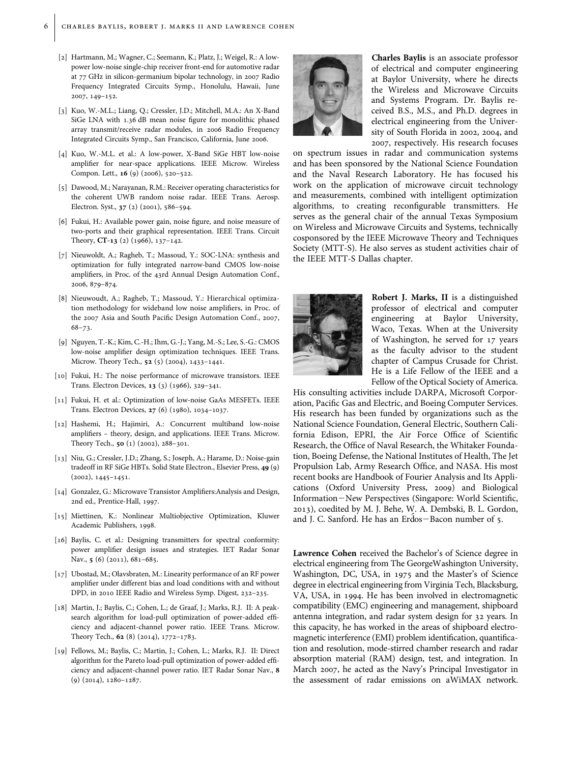[2] Hartmann, M.; Wagner, C.; Seemann, K.; Platz, J.; Weigel, R.: A low-power low-noise single-chip receiver front-end for automotive radar at 77 GHz in silicon-germanium bipolar technology, in 2007 Radio Frequency Integrated Circuits Symp., Honolulu, Hawaii, June 2007, 149–152.

[3] Kuo, W.-M.L.; Liang, Q.; Cressler, J.D.; Mitchell, M.A.: An X-Band SiGe LNA with 1.36 dB mean noise figure for monolithic phased array transmit/receive radar modules, in 2006 Radio Frequency Integrated Circuits Symp., San Francisco, California, June 2006.

[4] Kuo, W.-M.L. et al.: A low-power, X-Band SiGe HBT low-noise amplifier for near-space applications. IEEE Microw. Wireless Compon. Lett., **16** (9) (2006), 520–522.

[5] Dawood, M.; Narayanan, R.M.: Receiver operating characteristics for the coherent UWB random noise radar. IEEE Trans. Aerosp. Electron. Syst., **37** (2) (2001), 586–594.

[6] Fukui, H.: Available power gain, noise figure, and noise measure of two-ports and their graphical representation. IEEE Trans. Circuit Theory, **CT-13** (2) (1966), 137–142.

[7] Nieuwoldt, A.; Ragheb, T.; Massoud, Y.: SOC-LNA: synthesis and optimization for fully integrated narrow-band CMOS low-noise amplifiers, in Proc. of the 43rd Annual Design Automation Conf., 2006, 879–874.

[8] Nieuwoudt, A.; Ragheb, T.; Massoud, Y.: Hierarchical optimization methodology for wideband low noise amplifiers, in Proc. of the 2007 Asia and South Pacific Design Automation Conf., 2007, 68–73.

[9] Nguyen, T.-K.; Kim, C.-H.; Ihm, G.-J.; Yang, M.-S.; Lee, S.-G.: CMOS low-noise amplifier design optimization techniques. IEEE Trans. Microw. Theory Tech., **52** (5) (2004), 1433–1441.

[10] Fukui, H.: The noise performance of microwave transistors. IEEE Trans. Electron Devices, **13** (3) (1966), 329–341.

[11] Fukui, H. et al.: Optimization of low-noise GaAs MESFETs. IEEE Trans. Electron Devices, **27** (6) (1980), 1034–1037.

[12] Hashemi, H.; Hajimiri, A.: Concurrent multiband low-noise amplifiers – theory, design, and applications. IEEE Trans. Microw. Theory Tech., **50** (1) (2002), 288–301.

[13] Niu, G.; Cressler, J.D.; Zhang, S.; Joseph, A.; Harame, D.: Noise-gain tradeoff in RF SiGe HBTs. Solid State Electron., Elsevier Press, **49** (9) (2002), 1445–1451.

[14] Gonzalez, G.: Microwave Transistor Amplifiers:Analysis and Design, 2nd ed., Prentice-Hall, 1997.

[15] Miettinen, K.: Nonlinear Multiobjective Optimization, Kluwer Academic Publishers, 1998.

[16] Baylis, C. et al.: Designing transmitters for spectral conformity: power amplifier design issues and strategies. IET Radar Sonar Nav., **5** (6) (2011), 681–685.

[17] Ubostad, M.; Olavsbraten, M.: Linearity performance of an RF power amplifier under different bias and load conditions with and without DPD, in 2010 IEEE Radio and Wireless Symp. Digest, 232–235.

[18] Martin, J.; Baylis, C.; Cohen, L.; de Graaf, J.; Marks, R.J. II: A peak-search algorithm for load-pull optimization of power-added efficiency and adjacent-channel power ratio. IEEE Trans. Microw. Theory Tech., **62** (8) (2014), 1772–1783.

[19] Fellows, M.; Baylis, C.; Martin, J.; Cohen, L.; Marks, R.J. II: Direct algorithm for the Pareto load-pull optimization of power-added efficiency and adjacent-channel power ratio. IET Radar Sonar Nav., **8** (9) (2014), 1280–1287.

**Charles Baylis** is an associate professor of electrical and computer engineering at Baylor University, where he directs the Wireless and Microwave Circuits and Systems Program. Dr. Baylis received B.S., M.S., and Ph.D. degrees in electrical engineering from the University of South Florida in 2002, 2004, and 2007, respectively. His research focuses on spectrum issues in radar and communication systems and has been sponsored by the National Science Foundation and the Naval Research Laboratory. He has focused his work on the application of microwave circuit technology and measurements, combined with intelligent optimization algorithms, to creating reconfigurable transmitters. He serves as the general chair of the annual Texas Symposium on Wireless and Microwave Circuits and Systems, technically cosponsored by the IEEE Microwave Theory and Techniques Society (MTT-S). He also serves as student activities chair of the IEEE MTT-S Dallas chapter.

**Robert J. Marks, II** is a distinguished professor of electrical and computer engineering at Baylor University, Waco, Texas. When at the University of Washington, he served for 17 years as the faculty advisor to the student chapter of Campus Crusade for Christ. He is a Life Fellow of the IEEE and a Fellow of the Optical Society of America. His consulting activities include DARPA, Microsoft Corporation, Pacific Gas and Electric, and Boeing Computer Services. His research has been funded by organizations such as the National Science Foundation, General Electric, Southern California Edison, EPRI, the Air Force Office of Scientific Research, the Office of Naval Research, the Whitaker Foundation, Boeing Defense, the National Institutes of Health, The Jet Propulsion Lab, Army Research Office, and NASA. His most recent books are Handbook of Fourier Analysis and Its Applications (Oxford University Press, 2009) and Biological Information—New Perspectives (Singapore: World Scientific, 2013), coedited by M. J. Behe, W. A. Dembski, B. L. Gordon, and J. C. Sanford. He has an Erdős—Bacon number of 5.

**Lawrence Cohen** received the Bachelor's of Science degree in electrical engineering from The GeorgeWashington University, Washington, DC, USA, in 1975 and the Master's of Science degree in electrical engineering from Virginia Tech, Blacksburg, VA, USA, in 1994. He has been involved in electromagnetic compatibility (EMC) engineering and management, shipboard antenna integration, and radar system design for 32 years. In this capacity, he has worked in the areas of shipboard electromagnetic interference (EMI) problem identification, quantification and resolution, mode-stirred chamber research and radar absorption material (RAM) design, test, and integration. In March 2007, he acted as the Navy's Principal Investigator in the assessment of radar emissions on aWiMAX network.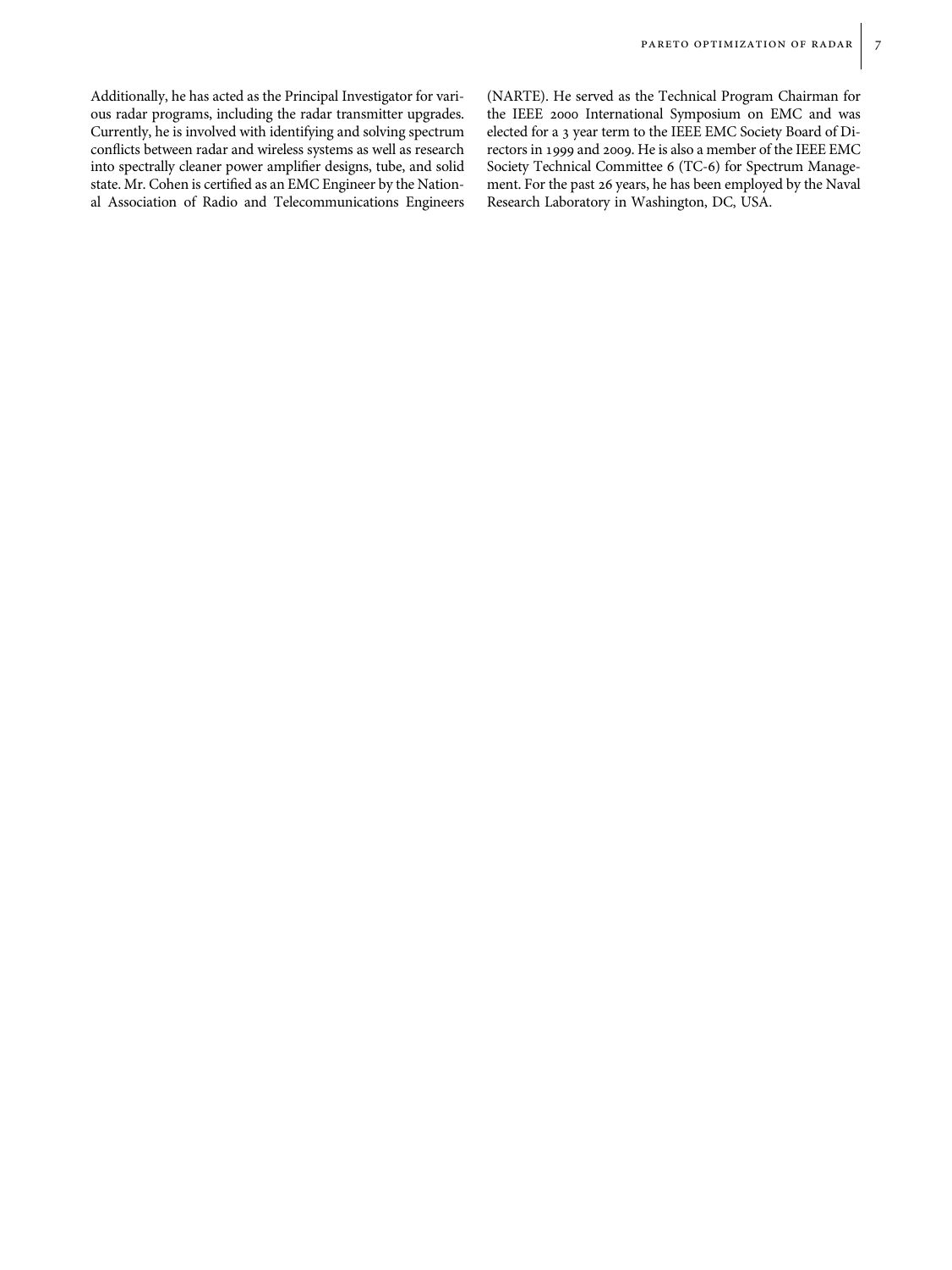Additionally, he has acted as the Principal Investigator for various radar programs, including the radar transmitter upgrades. Currently, he is involved with identifying and solving spectrum conflicts between radar and wireless systems as well as research into spectrally cleaner power amplifier designs, tube, and solid state. Mr. Cohen is certified as an EMC Engineer by the National Association of Radio and Telecommunications Engineers (NARTE). He served as the Technical Program Chairman for the IEEE 2000 International Symposium on EMC and was elected for a 3 year term to the IEEE EMC Society Board of Directors in 1999 and 2009. He is also a member of the IEEE EMC Society Technical Committee 6 (TC-6) for Spectrum Management. For the past 26 years, he has been employed by the Naval Research Laboratory in Washington, DC, USA.